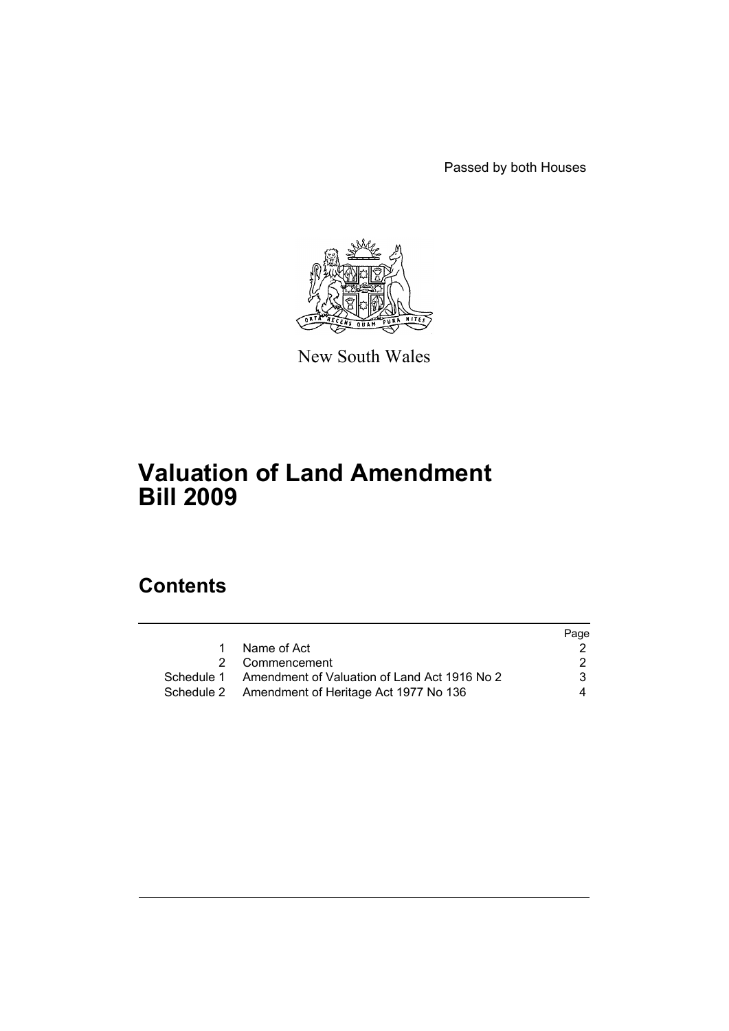Passed by both Houses

New South Wales

# Valuation of Land Amendment Bill 2009

## Contents

| | | Page |
|---|---|---|
| 1 | Name of Act | 2 |
| 2 | Commencement | 2 |
| Schedule 1 | Amendment of Valuation of Land Act 1916 No 2 | 3 |
| Schedule 2 | Amendment of Heritage Act 1977 No 136 | 4 |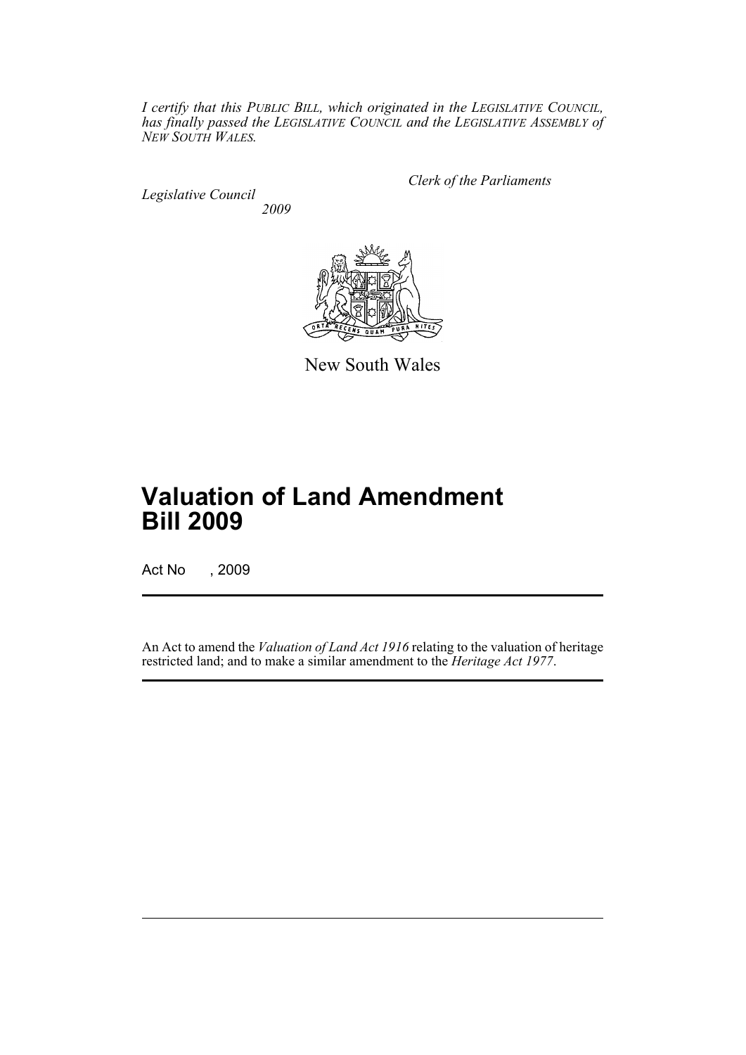*I certify that this PUBLIC BILL, which originated in the LEGISLATIVE COUNCIL, has finally passed the LEGISLATIVE COUNCIL and the LEGISLATIVE ASSEMBLY of NEW SOUTH WALES.*

*Clerk of the Parliaments*

*Legislative Council*

*2009*

New South Wales

# Valuation of Land Amendment Bill 2009

Act No , 2009

An Act to amend the *Valuation of Land Act 1916* relating to the valuation of heritage restricted land; and to make a similar amendment to the *Heritage Act 1977*.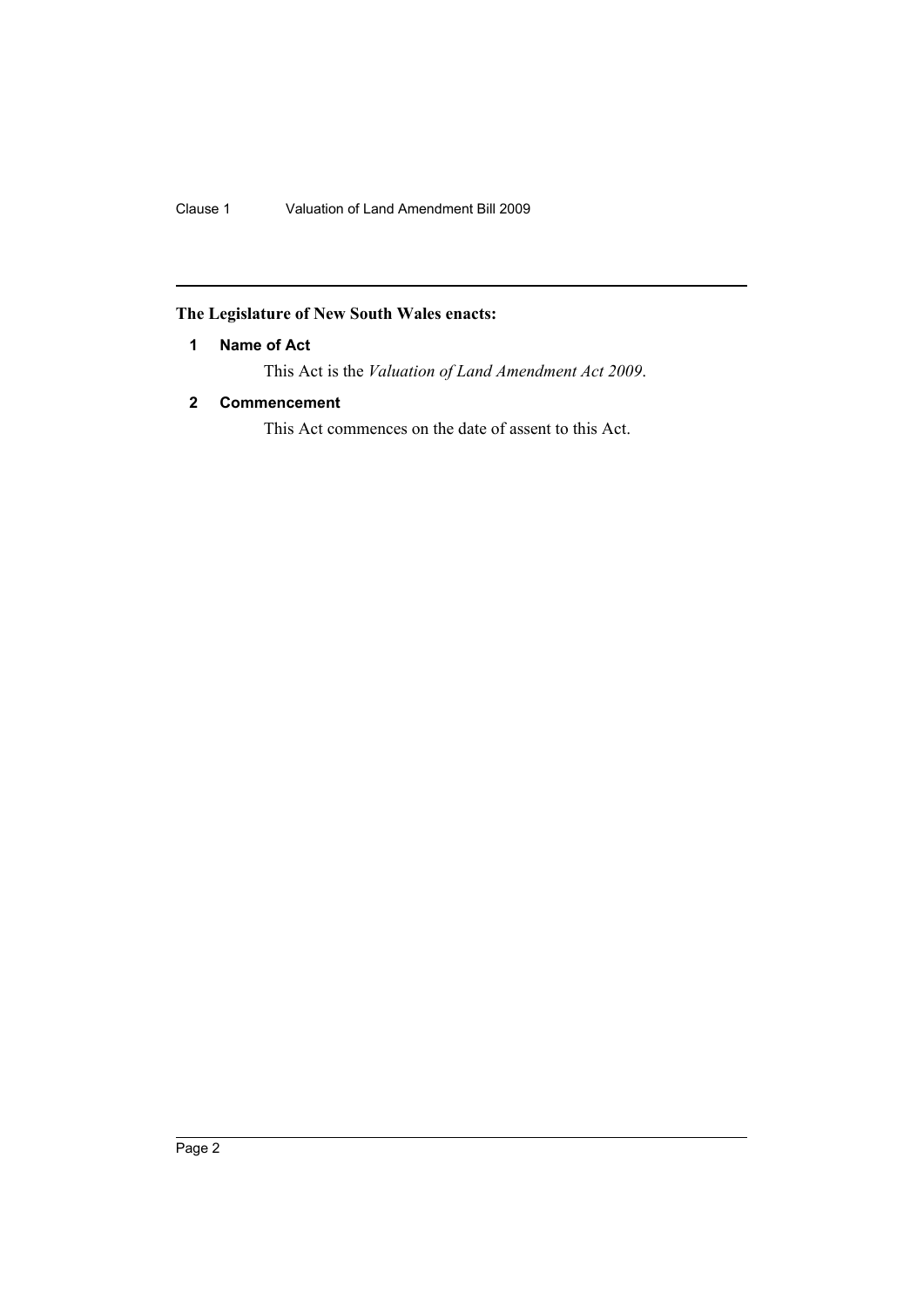**The Legislature of New South Wales enacts:**

**1 Name of Act**

This Act is the *Valuation of Land Amendment Act 2009*.

**2 Commencement**

This Act commences on the date of assent to this Act.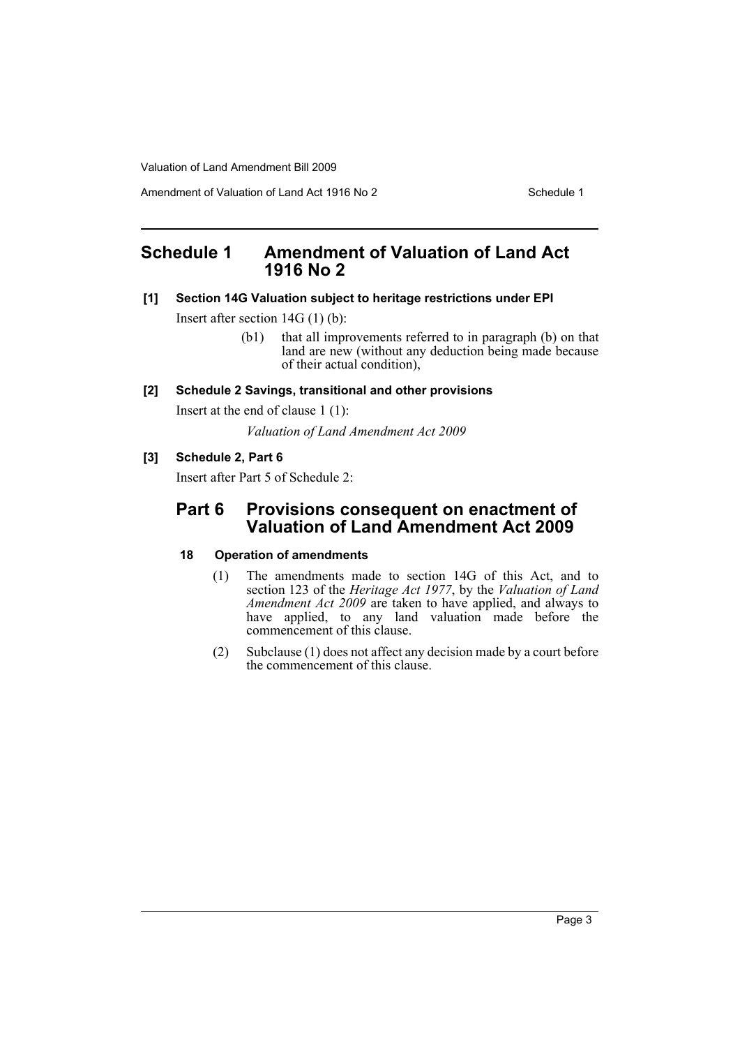# Schedule 1 Amendment of Valuation of Land Act 1916 No 2

**[1] Section 14G Valuation subject to heritage restrictions under EPI**

Insert after section 14G (1) (b):

(b1) that all improvements referred to in paragraph (b) on that land are new (without any deduction being made because of their actual condition),

**[2] Schedule 2 Savings, transitional and other provisions**

Insert at the end of clause 1 (1):

*Valuation of Land Amendment Act 2009*

**[3] Schedule 2, Part 6**

Insert after Part 5 of Schedule 2:

## Part 6 Provisions consequent on enactment of Valuation of Land Amendment Act 2009

**18 Operation of amendments**

(1) The amendments made to section 14G of this Act, and to section 123 of the *Heritage Act 1977*, by the *Valuation of Land Amendment Act 2009* are taken to have applied, and always to have applied, to any land valuation made before the commencement of this clause.

(2) Subclause (1) does not affect any decision made by a court before the commencement of this clause.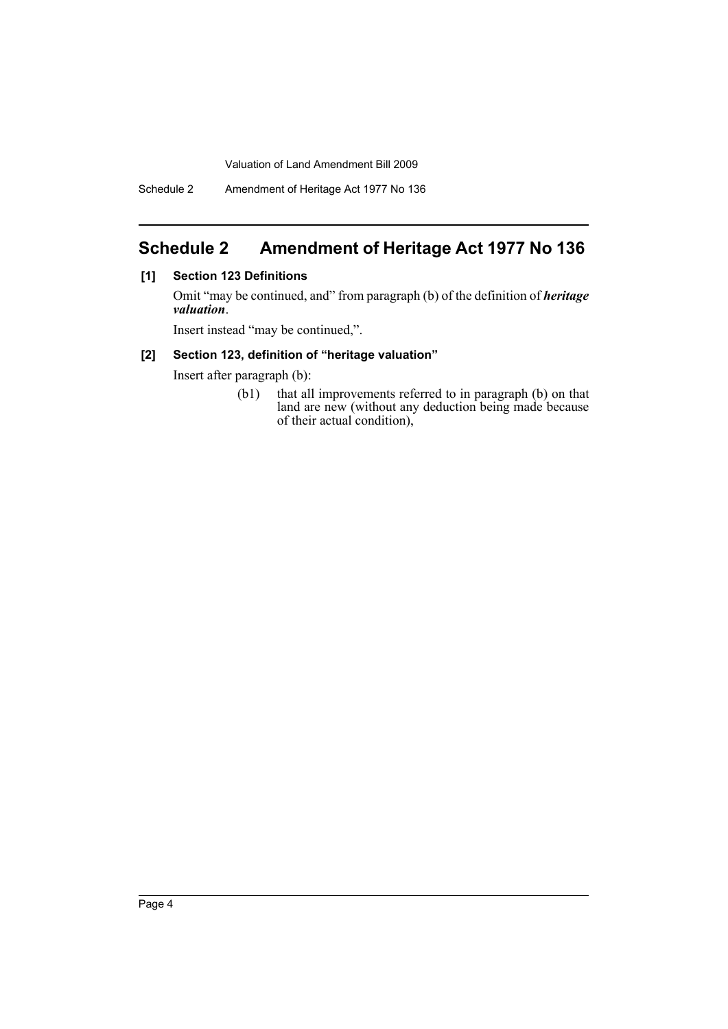# Schedule 2 Amendment of Heritage Act 1977 No 136

**[1] Section 123 Definitions**

Omit "may be continued, and" from paragraph (b) of the definition of ***heritage valuation***.

Insert instead "may be continued,".

**[2] Section 123, definition of "heritage valuation"**

Insert after paragraph (b):

(b1) that all improvements referred to in paragraph (b) on that land are new (without any deduction being made because of their actual condition),